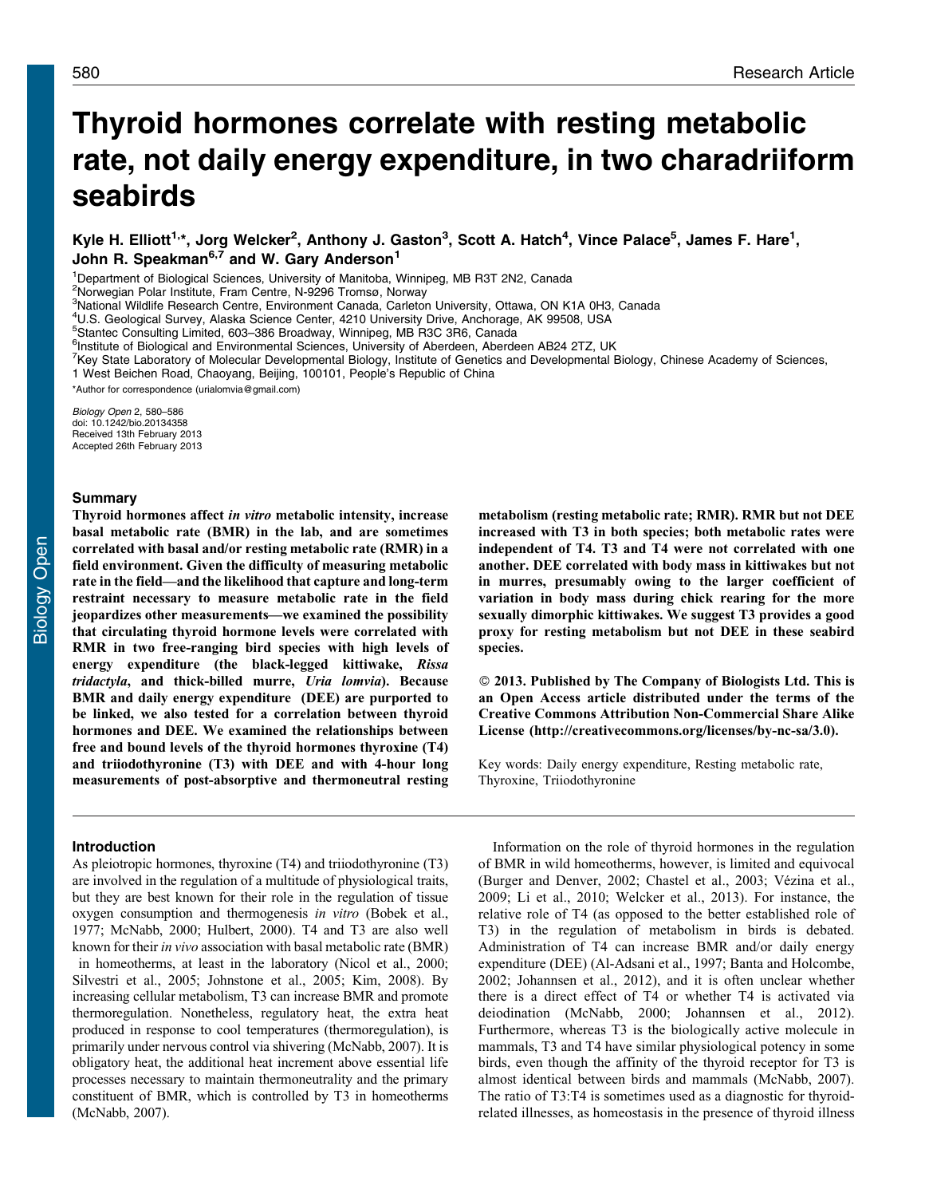# Thyroid hormones correlate with resting metabolic rate, not daily energy expenditure, in two charadriiform seabirds

Kyle H. Elliott[1,*], Jorg Welcker[2], Anthony J. Gaston[3], Scott A. Hatch[4], Vince Palace[5], James F. Hare[1], John R. Speakman[6,7] and W. Gary Anderson[1]

[1]Department of Biological Sciences, University of Manitoba, Winnipeg, MB R3T 2N2, Canada
[2]Norwegian Polar Institute, Fram Centre, N-9296 Tromsø, Norway
[3]National Wildlife Research Centre, Environment Canada, Carleton University, Ottawa, ON K1A 0H3, Canada
[4]U.S. Geological Survey, Alaska Science Center, 4210 University Drive, Anchorage, AK 99508, USA
[5]Stantec Consulting Limited, 603–386 Broadway, Winnipeg, MB R3C 3R6, Canada
[6]Institute of Biological and Environmental Sciences, University of Aberdeen, Aberdeen AB24 2TZ, UK
[7]Key State Laboratory of Molecular Developmental Biology, Institute of Genetics and Developmental Biology, Chinese Academy of Sciences, 1 West Beichen Road, Chaoyang, Beijing, 100101, People's Republic of China

*Author for correspondence (urialomvia@gmail.com)

*Biology Open* 2, 580–586
doi: 10.1242/bio.20134358
Received 13th February 2013
Accepted 26th February 2013

## Summary

**Thyroid hormones affect *in vitro* metabolic intensity, increase basal metabolic rate (BMR) in the lab, and are sometimes correlated with basal and/or resting metabolic rate (RMR) in a field environment. Given the difficulty of measuring metabolic rate in the field—and the likelihood that capture and long-term restraint necessary to measure metabolic rate in the field jeopardizes other measurements—we examined the possibility that circulating thyroid hormone levels were correlated with RMR in two free-ranging bird species with high levels of energy expenditure (the black-legged kittiwake, *Rissa tridactyla*, and thick-billed murre, *Uria lomvia*). Because BMR and daily energy expenditure (DEE) are purported to be linked, we also tested for a correlation between thyroid hormones and DEE. We examined the relationships between free and bound levels of the thyroid hormones thyroxine (T4) and triiodothyronine (T3) with DEE and with 4-hour long measurements of post-absorptive and thermoneutral resting metabolism (resting metabolic rate; RMR). RMR but not DEE increased with T3 in both species; both metabolic rates were independent of T4. T3 and T4 were not correlated with one another. DEE correlated with body mass in kittiwakes but not in murres, presumably owing to the larger coefficient of variation in body mass during chick rearing for the more sexually dimorphic kittiwakes. We suggest T3 provides a good proxy for resting metabolism but not DEE in these seabird species.**

**© 2013. Published by The Company of Biologists Ltd. This is an Open Access article distributed under the terms of the Creative Commons Attribution Non-Commercial Share Alike License (http://creativecommons.org/licenses/by-nc-sa/3.0).**

Key words: Daily energy expenditure, Resting metabolic rate, Thyroxine, Triiodothyronine

## Introduction

As pleiotropic hormones, thyroxine (T4) and triiodothyronine (T3) are involved in the regulation of a multitude of physiological traits, but they are best known for their role in the regulation of tissue oxygen consumption and thermogenesis *in vitro* (Bobek et al., 1977; McNabb, 2000; Hulbert, 2000). T4 and T3 are also well known for their *in vivo* association with basal metabolic rate (BMR) in homeotherms, at least in the laboratory (Nicol et al., 2000; Silvestri et al., 2005; Johnstone et al., 2005; Kim, 2008). By increasing cellular metabolism, T3 can increase BMR and promote thermoregulation. Nonetheless, regulatory heat, the extra heat produced in response to cool temperatures (thermoregulation), is primarily under nervous control via shivering (McNabb, 2007). It is obligatory heat, the additional heat increment above essential life processes necessary to maintain thermoneutrality and the primary constituent of BMR, which is controlled by T3 in homeotherms (McNabb, 2007).

Information on the role of thyroid hormones in the regulation of BMR in wild homeotherms, however, is limited and equivocal (Burger and Denver, 2002; Chastel et al., 2003; Vézina et al., 2009; Li et al., 2010; Welcker et al., 2013). For instance, the relative role of T4 (as opposed to the better established role of T3) in the regulation of metabolism in birds is debated. Administration of T4 can increase BMR and/or daily energy expenditure (DEE) (Al-Adsani et al., 1997; Banta and Holcombe, 2002; Johannsen et al., 2012), and it is often unclear whether there is a direct effect of T4 or whether T4 is activated via deiodination (McNabb, 2000; Johannsen et al., 2012). Furthermore, whereas T3 is the biologically active molecule in mammals, T3 and T4 have similar physiological potency in some birds, even though the affinity of the thyroid receptor for T3 is almost identical between birds and mammals (McNabb, 2007). The ratio of T3:T4 is sometimes used as a diagnostic for thyroid-related illnesses, as homeostasis in the presence of thyroid illness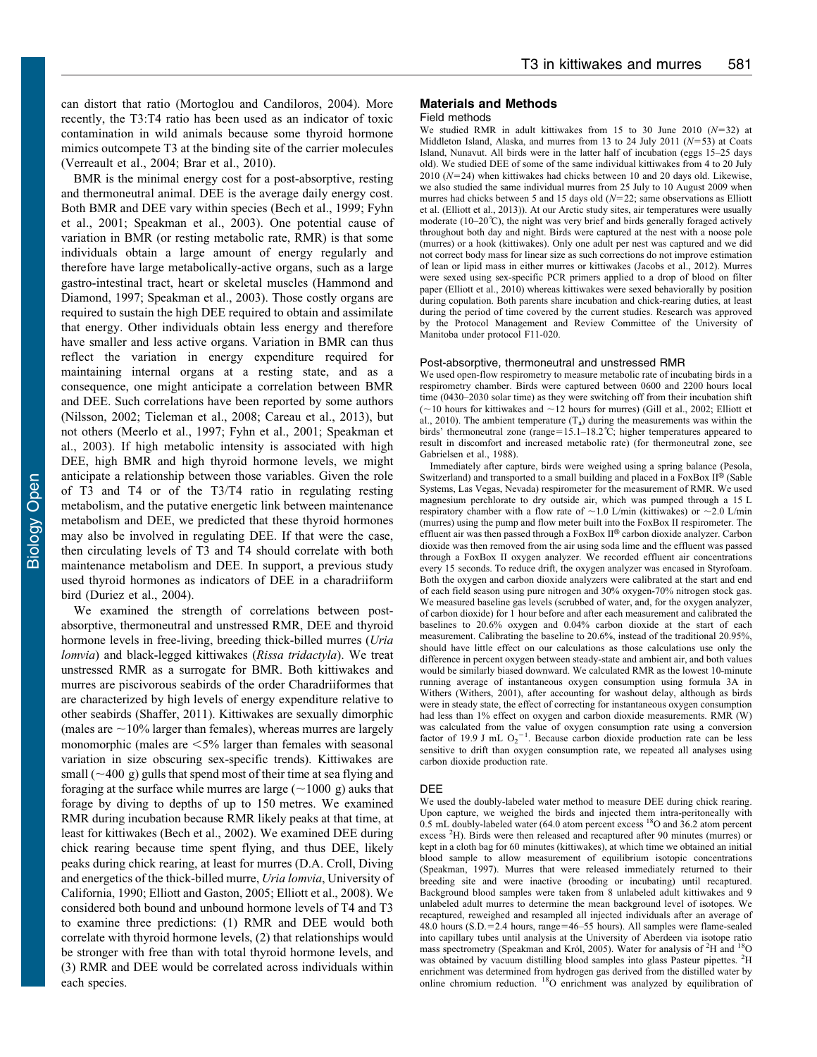can distort that ratio (Mortoglou and Candiloros, 2004). More recently, the T3:T4 ratio has been used as an indicator of toxic contamination in wild animals because some thyroid hormone mimics outcompete T3 at the binding site of the carrier molecules (Verreault et al., 2004; Brar et al., 2010).

BMR is the minimal energy cost for a post-absorptive, resting and thermoneutral animal. DEE is the average daily energy cost. Both BMR and DEE vary within species (Bech et al., 1999; Fyhn et al., 2001; Speakman et al., 2003). One potential cause of variation in BMR (or resting metabolic rate, RMR) is that some individuals obtain a large amount of energy regularly and therefore have large metabolically-active organs, such as a large gastro-intestinal tract, heart or skeletal muscles (Hammond and Diamond, 1997; Speakman et al., 2003). Those costly organs are required to sustain the high DEE required to obtain and assimilate that energy. Other individuals obtain less energy and therefore have smaller and less active organs. Variation in BMR can thus reflect the variation in energy expenditure required for maintaining internal organs at a resting state, and as a consequence, one might anticipate a correlation between BMR and DEE. Such correlations have been reported by some authors (Nilsson, 2002; Tieleman et al., 2008; Careau et al., 2013), but not others (Meerlo et al., 1997; Fyhn et al., 2001; Speakman et al., 2003). If high metabolic intensity is associated with high DEE, high BMR and high thyroid hormone levels, we might anticipate a relationship between those variables. Given the role of T3 and T4 or of the T3/T4 ratio in regulating resting metabolism, and the putative energetic link between maintenance metabolism and DEE, we predicted that these thyroid hormones may also be involved in regulating DEE. If that were the case, then circulating levels of T3 and T4 should correlate with both maintenance metabolism and DEE. In support, a previous study used thyroid hormones as indicators of DEE in a charadriiform bird (Duriez et al., 2004).

We examined the strength of correlations between post-absorptive, thermoneutral and unstressed RMR, DEE and thyroid hormone levels in free-living, breeding thick-billed murres (*Uria lomvia*) and black-legged kittiwakes (*Rissa tridactyla*). We treat unstressed RMR as a surrogate for BMR. Both kittiwakes and murres are piscivorous seabirds of the order Charadriiformes that are characterized by high levels of energy expenditure relative to other seabirds (Shaffer, 2011). Kittiwakes are sexually dimorphic (males are ~10% larger than females), whereas murres are largely monomorphic (males are <5% larger than females with seasonal variation in size obscuring sex-specific trends). Kittiwakes are small (~400 g) gulls that spend most of their time at sea flying and foraging at the surface while murres are large (~1000 g) auks that forage by diving to depths of up to 150 metres. We examined RMR during incubation because RMR likely peaks at that time, at least for kittiwakes (Bech et al., 2002). We examined DEE during chick rearing because time spent flying, and thus DEE, likely peaks during chick rearing, at least for murres (D.A. Croll, Diving and energetics of the thick-billed murre, *Uria lomvia*, University of California, 1990; Elliott and Gaston, 2005; Elliott et al., 2008). We considered both bound and unbound hormone levels of T4 and T3 to examine three predictions: (1) RMR and DEE would both correlate with thyroid hormone levels, (2) that relationships would be stronger with free than with total thyroid hormone levels, and (3) RMR and DEE would be correlated across individuals within each species.

## Materials and Methods

### Field methods

We studied RMR in adult kittiwakes from 15 to 30 June 2010 ($N$=32) at Middleton Island, Alaska, and murres from 13 to 24 July 2011 ($N$=53) at Coats Island, Nunavut. All birds were in the latter half of incubation (eggs 15–25 days old). We studied DEE of some of the same individual kittiwakes from 4 to 20 July 2010 ($N$=24) when kittiwakes had chicks between 10 and 20 days old. Likewise, we also studied the same individual murres from 25 July to 10 August 2009 when murres had chicks between 5 and 15 days old ($N$=22; same observations as Elliott et al. (Elliott et al., 2013)). At our Arctic study sites, air temperatures were usually moderate (10–20°C), the night was very brief and birds generally foraged actively throughout both day and night. Birds were captured at the nest with a noose pole (murres) or a hook (kittiwakes). Only one adult per nest was captured and we did not correct body mass for linear size as such corrections do not improve estimation of lean or lipid mass in either murres or kittiwakes (Jacobs et al., 2012). Murres were sexed using sex-specific PCR primers applied to a drop of blood on filter paper (Elliott et al., 2010) whereas kittiwakes were sexed behaviorally by position during copulation. Both parents share incubation and chick-rearing duties, at least during the period of time covered by the current studies. Research was approved by the Protocol Management and Review Committee of the University of Manitoba under protocol F11-020.

### Post-absorptive, thermoneutral and unstressed RMR

We used open-flow respirometry to measure metabolic rate of incubating birds in a respirometry chamber. Birds were captured between 0600 and 2200 hours local time (0430–2030 solar time) as they were switching off from their incubation shift (~10 hours for kittiwakes and ~12 hours for murres) (Gill et al., 2002; Elliott et al., 2010). The ambient temperature ($T_a$) during the measurements was within the birds' thermoneutral zone (range=15.1–18.2°C; higher temperatures appeared to result in discomfort and increased metabolic rate) (for thermoneutral zone, see Gabrielsen et al., 1988).

Immediately after capture, birds were weighed using a spring balance (Pesola, Switzerland) and transported to a small building and placed in a FoxBox II® (Sable Systems, Las Vegas, Nevada) respirometer for the measurement of RMR. We used magnesium perchlorate to dry outside air, which was pumped through a 15 L respiratory chamber with a flow rate of ~1.0 L/min (kittiwakes) or ~2.0 L/min (murres) using the pump and flow meter built into the FoxBox II respirometer. The effluent air was then passed through a FoxBox II® carbon dioxide analyzer. Carbon dioxide was then removed from the air using soda lime and the effluent was passed through a FoxBox II oxygen analyzer. We recorded effluent air concentrations every 15 seconds. To reduce drift, the oxygen analyzer was encased in Styrofoam. Both the oxygen and carbon dioxide analyzers were calibrated at the start and end of each field season using pure nitrogen and 30% oxygen-70% nitrogen stock gas. We measured baseline gas levels (scrubbed of water, and, for the oxygen analyzer, of carbon dioxide) for 1 hour before and after each measurement and calibrated the baselines to 20.6% oxygen and 0.04% carbon dioxide at the start of each measurement. Calibrating the baseline to 20.6%, instead of the traditional 20.95%, should have little effect on our calculations as those calculations use only the difference in percent oxygen between steady-state and ambient air, and both values would be similarly biased downward. We calculated RMR as the lowest 10-minute running average of instantaneous oxygen consumption using formula 3A in Withers (Withers, 2001), after accounting for washout delay, although as birds were in steady state, the effect of correcting for instantaneous oxygen consumption had less than 1% effect on oxygen and carbon dioxide measurements. RMR (W) was calculated from the value of oxygen consumption rate using a conversion factor of 19.9 J mL $O_2^{-1}$. Because carbon dioxide production rate can be less sensitive to drift than oxygen consumption rate, we repeated all analyses using carbon dioxide production rate.

### DEE

We used the doubly-labeled water method to measure DEE during chick rearing. Upon capture, we weighed the birds and injected them intra-peritoneally with 0.5 mL doubly-labeled water (64.0 atom percent excess $^{18}$O and 36.2 atom percent excess $^{2}$H). Birds were then released and recaptured after 90 minutes (murres) or kept in a cloth bag for 60 minutes (kittiwakes), at which time we obtained an initial blood sample to allow measurement of equilibrium isotopic concentrations (Speakman, 1997). Murres that were released immediately returned to their breeding site and were inactive (brooding or incubating) until recaptured. Background blood samples were taken from 8 unlabeled adult kittiwakes and 9 unlabeled adult murres to determine the mean background level of isotopes. We recaptured, reweighed and resampled all injected individuals after an average of 48.0 hours (S.D.=2.4 hours, range=46–55 hours). All samples were flame-sealed into capillary tubes until analysis at the University of Aberdeen via isotope ratio mass spectrometry (Speakman and Król, 2005). Water for analysis of $^{2}$H and $^{18}$O was obtained by vacuum distilling blood samples into glass Pasteur pipettes. $^{2}$H enrichment was determined from hydrogen gas derived from the distilled water by online chromium reduction. $^{18}$O enrichment was analyzed by equilibration of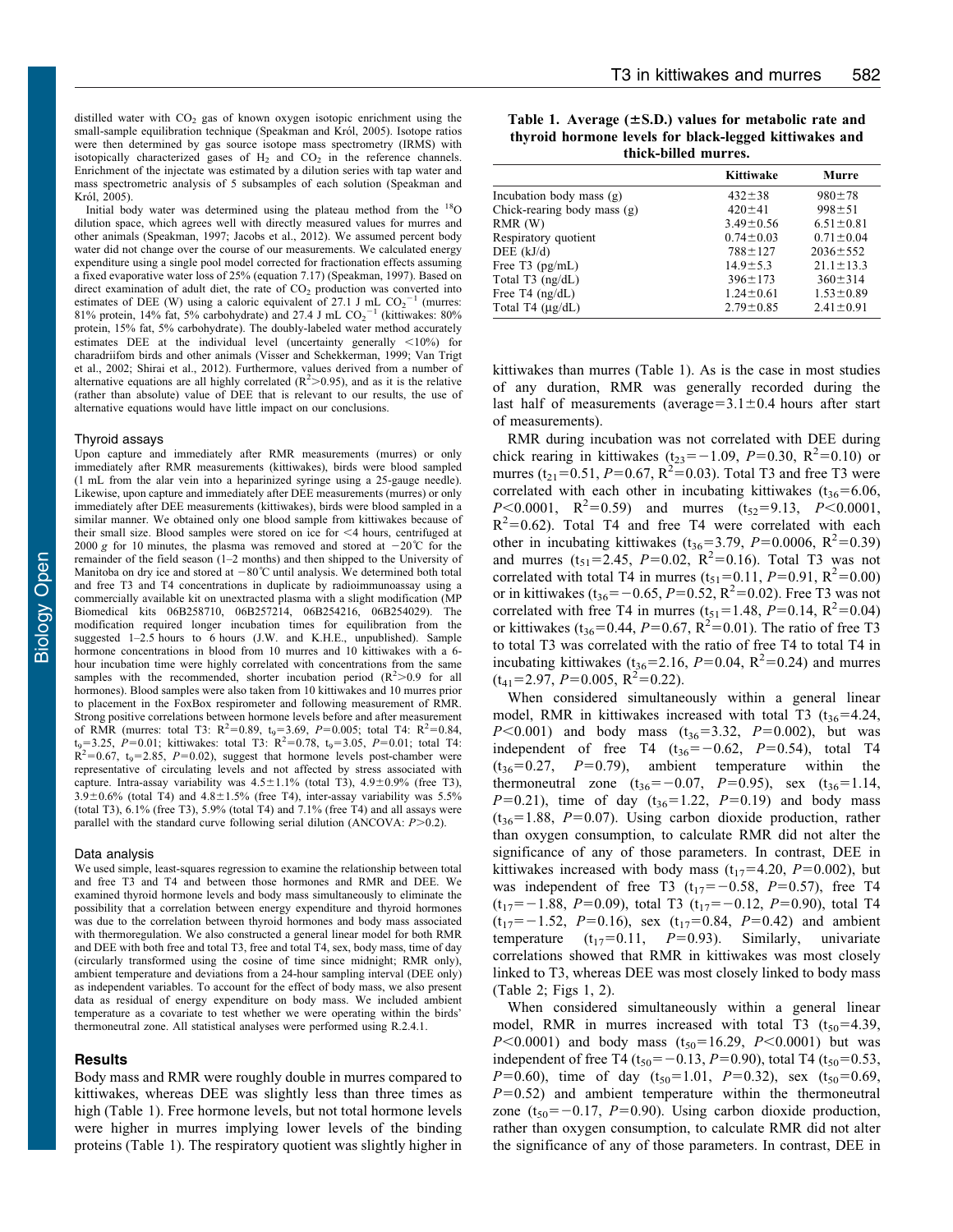distilled water with $CO_2$ gas of known oxygen isotopic enrichment using the small-sample equilibration technique (Speakman and Król, 2005). Isotope ratios were then determined by gas source isotope mass spectrometry (IRMS) with isotopically characterized gases of $H_2$ and $CO_2$ in the reference channels. Enrichment of the injectate was estimated by a dilution series with tap water and mass spectrometric analysis of 5 subsamples of each solution (Speakman and Król, 2005).

Initial body water was determined using the plateau method from the $^{18}O$ dilution space, which agrees well with directly measured values for murres and other animals (Speakman, 1997; Jacobs et al., 2012). We assumed percent body water did not change over the course of our measurements. We calculated energy expenditure using a single pool model corrected for fractionation effects assuming a fixed evaporative water loss of 25% (equation 7.17) (Speakman, 1997). Based on direct examination of adult diet, the rate of $CO_2$ production was converted into estimates of DEE (W) using a caloric equivalent of 27.1 J mL $CO_2^{-1}$ (murres: 81% protein, 14% fat, 5% carbohydrate) and 27.4 J mL $CO_2^{-1}$ (kittiwakes: 80% protein, 15% fat, 5% carbohydrate). The doubly-labeled water method accurately estimates DEE at the individual level (uncertainty generally <10%) for charadriifom birds and other animals (Visser and Schekkerman, 1999; Van Trigt et al., 2002; Shirai et al., 2012). Furthermore, values derived from a number of alternative equations are all highly correlated ($R^2$>0.95), and as it is the relative (rather than absolute) value of DEE that is relevant to our results, the use of alternative equations would have little impact on our conclusions.

### Thyroid assays

Upon capture and immediately after RMR measurements (murres) or only immediately after RMR measurements (kittiwakes), birds were blood sampled (1 mL from the alar vein into a heparinized syringe using a 25-gauge needle). Likewise, upon capture and immediately after DEE measurements (murres) or only immediately after DEE measurements (kittiwakes), birds were blood sampled in a similar manner. We obtained only one blood sample from kittiwakes because of their small size. Blood samples were stored on ice for <4 hours, centrifuged at 2000 *g* for 10 minutes, the plasma was removed and stored at −20°C for the remainder of the field season (1–2 months) and then shipped to the University of Manitoba on dry ice and stored at −80°C until analysis. We determined both total and free T3 and T4 concentrations in duplicate by radioimmunoassay using a commercially available kit on unextracted plasma with a slight modification (MP Biomedical kits 06B258710, 06B257214, 06B254216, 06B254029). The modification required longer incubation times for equilibration from the suggested 1–2.5 hours to 6 hours (J.W. and K.H.E., unpublished). Sample hormone concentrations in blood from 10 murres and 10 kittiwakes with a 6-hour incubation time were highly correlated with concentrations from the same samples with the recommended, shorter incubation period ($R^2$>0.9 for all hormones). Blood samples were also taken from 10 kittiwakes and 10 murres prior to placement in the FoxBox respirometer and following measurement of RMR. Strong positive correlations between hormone levels before and after measurement of RMR (murres: total T3: $R^2$=0.89, $t_9$=3.69, $P$=0.005; total T4: $R^2$=0.84, $t_9$=3.25, $P$=0.01; kittiwakes: total T3: $R^2$=0.78, $t_9$=3.05, $P$=0.01; total T4: $R^2$=0.67, $t_9$=2.85, $P$=0.02), suggest that hormone levels post-chamber were representative of circulating levels and not affected by stress associated with capture. Intra-assay variability was 4.5±1.1% (total T3), 4.9±0.9% (free T3), 3.9±0.6% (total T4) and 4.8±1.5% (free T4), inter-assay variability was 5.5% (total T3), 6.1% (free T3), 5.9% (total T4) and 7.1% (free T4) and all assays were parallel with the standard curve following serial dilution (ANCOVA: $P$>0.2).

### Data analysis

We used simple, least-squares regression to examine the relationship between total and free T3 and T4 and between those hormones and RMR and DEE. We examined thyroid hormone levels and body mass simultaneously to eliminate the possibility that a correlation between energy expenditure and thyroid hormones was due to the correlation between thyroid hormones and body mass associated with thermoregulation. We also constructed a general linear model for both RMR and DEE with both free and total T3, free and total T4, sex, body mass, time of day (circularly transformed using the cosine of time since midnight; RMR only), ambient temperature and deviations from a 24-hour sampling interval (DEE only) as independent variables. To account for the effect of body mass, we also present data as residual of energy expenditure on body mass. We included ambient temperature as a covariate to test whether we were operating within the birds' thermoneutral zone. All statistical analyses were performed using R.2.4.1.

## Results

Body mass and RMR were roughly double in murres compared to kittiwakes, whereas DEE was slightly less than three times as high (Table 1). Free hormone levels, but not total hormone levels were higher in murres implying lower levels of the binding proteins (Table 1). The respiratory quotient was slightly higher in kittiwakes than murres (Table 1). As is the case in most studies of any duration, RMR was generally recorded during the last half of measurements (average=3.1±0.4 hours after start of measurements).

**Table 1. Average (±S.D.) values for metabolic rate and thyroid hormone levels for black-legged kittiwakes and thick-billed murres.**

| | Kittiwake | Murre |
|---|---|---|
| Incubation body mass (g) | 432±38 | 980±78 |
| Chick-rearing body mass (g) | 420±41 | 998±51 |
| RMR (W) | 3.49±0.56 | 6.51±0.81 |
| Respiratory quotient | 0.74±0.03 | 0.71±0.04 |
| DEE (kJ/d) | 788±127 | 2036±552 |
| Free T3 (pg/mL) | 14.9±5.3 | 21.1±13.3 |
| Total T3 (ng/dL) | 396±173 | 360±314 |
| Free T4 (ng/dL) | 1.24±0.61 | 1.53±0.89 |
| Total T4 (μg/dL) | 2.79±0.85 | 2.41±0.91 |

RMR during incubation was not correlated with DEE during chick rearing in kittiwakes ($t_{23}$=−1.09, $P$=0.30, $R^2$=0.10) or murres ($t_{21}$=0.51, $P$=0.67, $R^2$=0.03). Total T3 and free T3 were correlated with each other in incubating kittiwakes ($t_{36}$=6.06, $P$<0.0001, $R^2$=0.59) and murres ($t_{52}$=9.13, $P$<0.0001, $R^2$=0.62). Total T4 and free T4 were correlated with each other in incubating kittiwakes ($t_{36}$=3.79, $P$=0.0006, $R^2$=0.39) and murres ($t_{51}$=2.45, $P$=0.02, $R^2$=0.16). Total T3 was not correlated with total T4 in murres ($t_{51}$=0.11, $P$=0.91, $R^2$=0.00) or in kittiwakes ($t_{36}$=−0.65, $P$=0.52, $R^2$=0.02). Free T3 was not correlated with free T4 in murres ($t_{51}$=1.48, $P$=0.14, $R^2$=0.04) or kittiwakes ($t_{36}$=0.44, $P$=0.67, $R^2$=0.01). The ratio of free T3 to total T3 was correlated with the ratio of free T4 to total T4 in incubating kittiwakes ($t_{36}$=2.16, $P$=0.04, $R^2$=0.24) and murres ($t_{41}$=2.97, $P$=0.005, $R^2$=0.22).

When considered simultaneously within a general linear model, RMR in kittiwakes increased with total T3 ($t_{36}$=4.24, $P$<0.001) and body mass ($t_{36}$=3.32, $P$=0.002), but was independent of free T4 ($t_{36}$=−0.62, $P$=0.54), total T4 ($t_{36}$=0.27, $P$=0.79), ambient temperature within the thermoneutral zone ($t_{36}$=−0.07, $P$=0.95), sex ($t_{36}$=1.14, $P$=0.21), time of day ($t_{36}$=1.22, $P$=0.19) and body mass ($t_{36}$=1.88, $P$=0.07). Using carbon dioxide production, rather than oxygen consumption, to calculate RMR did not alter the significance of any of those parameters. In contrast, DEE in kittiwakes increased with body mass ($t_{17}$=4.20, $P$=0.002), but was independent of free T3 ($t_{17}$=−0.58, $P$=0.57), free T4 ($t_{17}$=−1.88, $P$=0.09), total T3 ($t_{17}$=−0.12, $P$=0.90), total T4 ($t_{17}$=−1.52, $P$=0.16), sex ($t_{17}$=0.84, $P$=0.42) and ambient temperature ($t_{17}$=0.11, $P$=0.93). Similarly, univariate correlations showed that RMR in kittiwakes was most closely linked to T3, whereas DEE was most closely linked to body mass (Table 2; Figs 1, 2).

When considered simultaneously within a general linear model, RMR in murres increased with total T3 ($t_{50}$=4.39, $P$<0.0001) and body mass ($t_{50}$=16.29, $P$<0.0001) but was independent of free T4 ($t_{50}$=−0.13, $P$=0.90), total T4 ($t_{50}$=0.53, $P$=0.60), time of day ($t_{50}$=1.01, $P$=0.32), sex ($t_{50}$=0.69, $P$=0.52) and ambient temperature within the thermoneutral zone ($t_{50}$=−0.17, $P$=0.90). Using carbon dioxide production, rather than oxygen consumption, to calculate RMR did not alter the significance of any of those parameters. In contrast, DEE in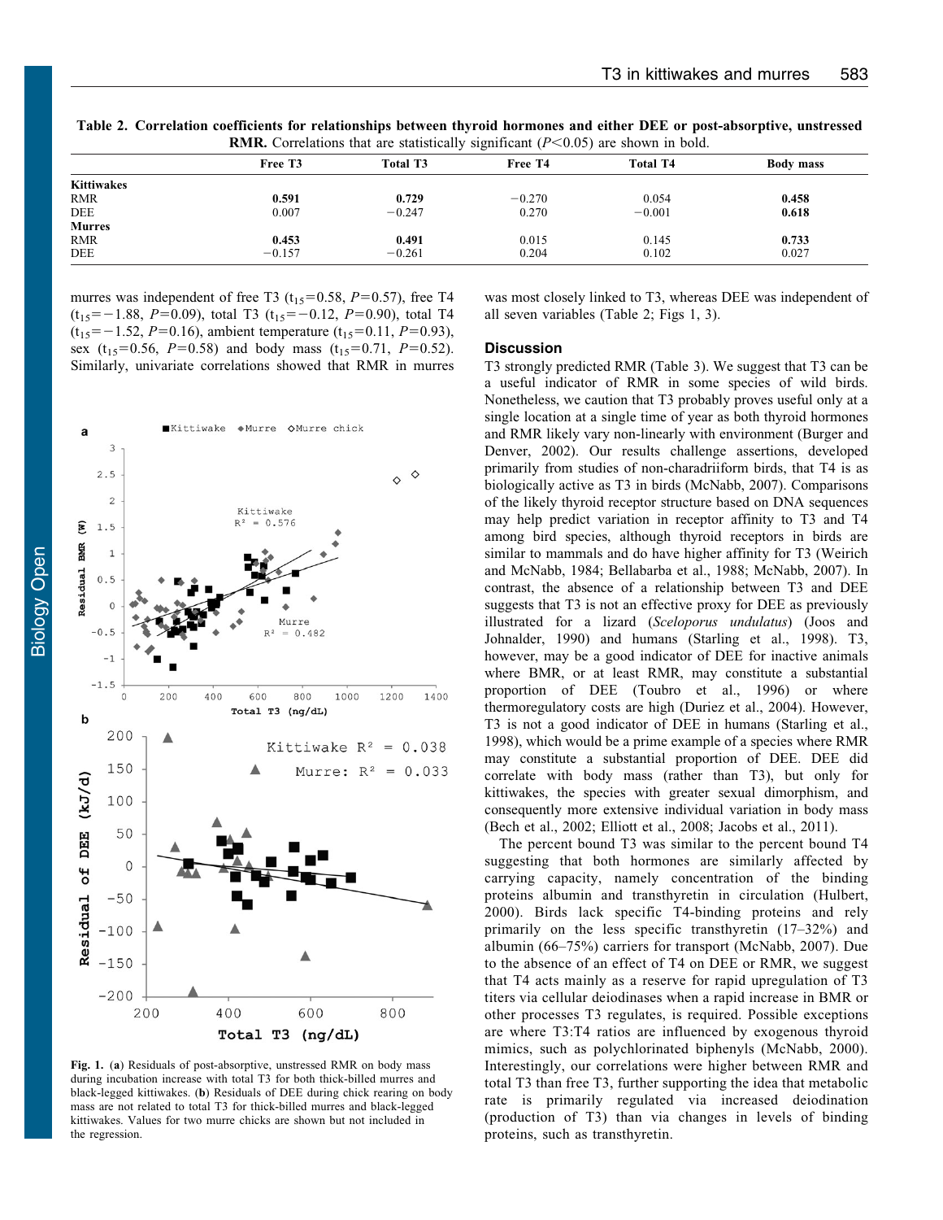**Table 2. Correlation coefficients for relationships between thyroid hormones and either DEE or post-absorptive, unstressed RMR.** Correlations that are statistically significant ($P<0.05$) are shown in bold.

| | Free T3 | Total T3 | Free T4 | Total T4 | Body mass |
|---|---|---|---|---|---|
| **Kittiwakes** | | | | | |
| RMR | **0.591** | **0.729** | −0.270 | 0.054 | **0.458** |
| DEE | 0.007 | −0.247 | 0.270 | −0.001 | **0.618** |
| **Murres** | | | | | |
| RMR | **0.453** | **0.491** | 0.015 | 0.145 | **0.733** |
| DEE | −0.157 | −0.261 | 0.204 | 0.102 | 0.027 |

murres was independent of free T3 ($t_{15}$=0.58, $P$=0.57), free T4 ($t_{15}$=−1.88, $P$=0.09), total T3 ($t_{15}$=−0.12, $P$=0.90), total T4 ($t_{15}$=−1.52, $P$=0.16), ambient temperature ($t_{15}$=0.11, $P$=0.93), sex ($t_{15}$=0.56, $P$=0.58) and body mass ($t_{15}$=0.71, $P$=0.52). Similarly, univariate correlations showed that RMR in murres was most closely linked to T3, whereas DEE was independent of all seven variables (Table 2; Figs 1, 3).

**Fig. 1.** (**a**) Residuals of post-absorptive, unstressed RMR on body mass during incubation increase with total T3 for both thick-billed murres and black-legged kittiwakes. (**b**) Residuals of DEE during chick rearing on body mass are not related to total T3 for thick-billed murres and black-legged kittiwakes. Values for two murre chicks are shown but not included in the regression.

## Discussion

T3 strongly predicted RMR (Table 3). We suggest that T3 can be a useful indicator of RMR in some species of wild birds. Nonetheless, we caution that T3 probably proves useful only at a single location at a single time of year as both thyroid hormones and RMR likely vary non-linearly with environment (Burger and Denver, 2002). Our results challenge assertions, developed primarily from studies of non-charadriiform birds, that T4 is as biologically active as T3 in birds (McNabb, 2007). Comparisons of the likely thyroid receptor structure based on DNA sequences may help predict variation in receptor affinity to T3 and T4 among bird species, although thyroid receptors in birds are similar to mammals and do have higher affinity for T3 (Weirich and McNabb, 1984; Bellabarba et al., 1988; McNabb, 2007). In contrast, the absence of a relationship between T3 and DEE suggests that T3 is not an effective proxy for DEE as previously illustrated for a lizard (*Sceloporus undulatus*) (Joos and Johnalder, 1990) and humans (Starling et al., 1998). T3, however, may be a good indicator of DEE for inactive animals where BMR, or at least RMR, may constitute a substantial proportion of DEE (Toubro et al., 1996) or where thermoregulatory costs are high (Duriez et al., 2004). However, T3 is not a good indicator of DEE in humans (Starling et al., 1998), which would be a prime example of a species where RMR may constitute a substantial proportion of DEE. DEE did correlate with body mass (rather than T3), but only for kittiwakes, the species with greater sexual dimorphism, and consequently more extensive individual variation in body mass (Bech et al., 2002; Elliott et al., 2008; Jacobs et al., 2011).

The percent bound T3 was similar to the percent bound T4 suggesting that both hormones are similarly affected by carrying capacity, namely concentration of the binding proteins albumin and transthyretin in circulation (Hulbert, 2000). Birds lack specific T4-binding proteins and rely primarily on the less specific transthyretin (17–32%) and albumin (66–75%) carriers for transport (McNabb, 2007). Due to the absence of an effect of T4 on DEE or RMR, we suggest that T4 acts mainly as a reserve for rapid upregulation of T3 titers via cellular deiodinases when a rapid increase in BMR or other processes T3 regulates, is required. Possible exceptions are where T3:T4 ratios are influenced by exogenous thyroid mimics, such as polychlorinated biphenyls (McNabb, 2000). Interestingly, our correlations were higher between RMR and total T3 than free T3, further supporting the idea that metabolic rate is primarily regulated via increased deiodination (production of T3) than via changes in levels of binding proteins, such as transthyretin.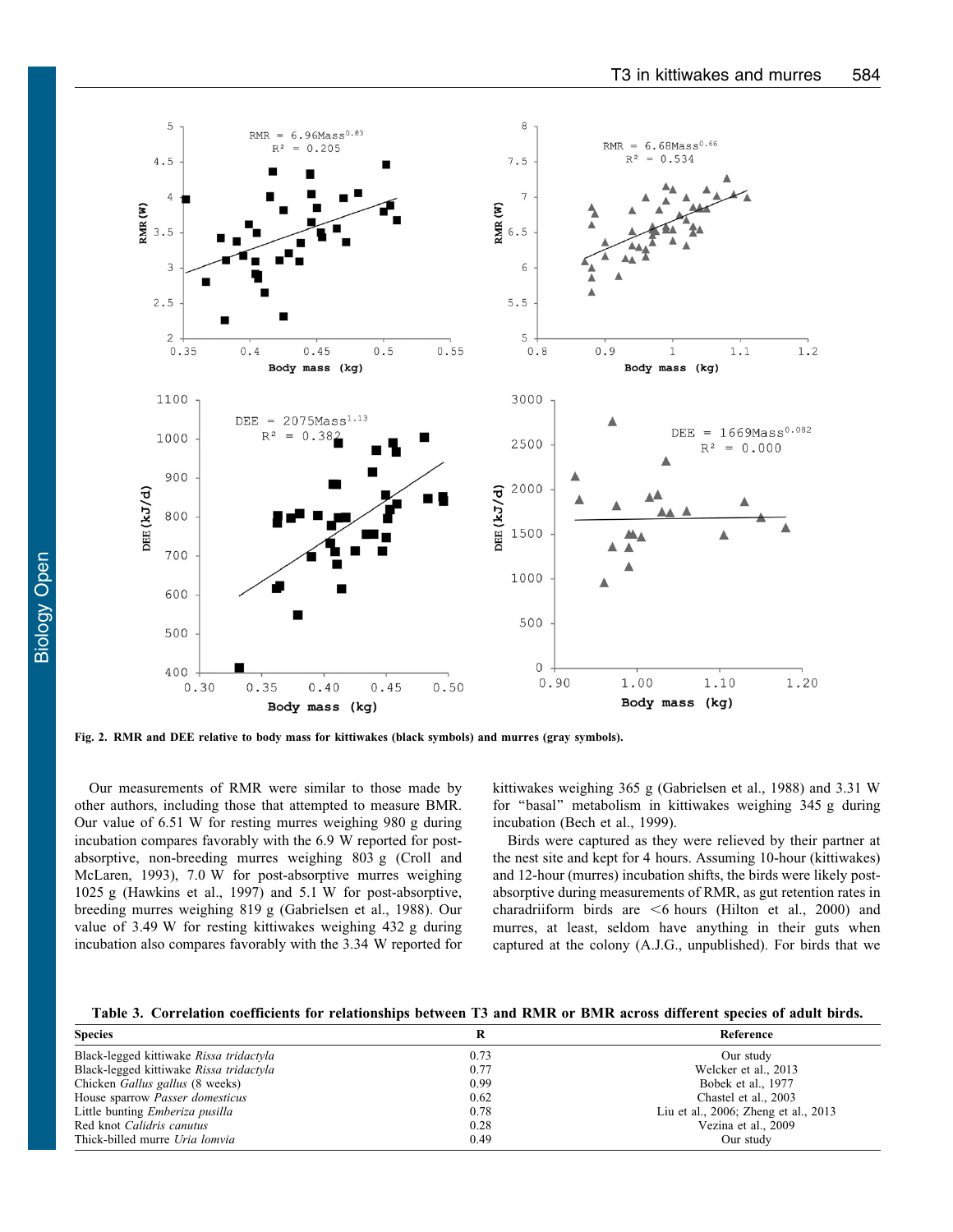Fig. 2. RMR and DEE relative to body mass for kittiwakes (black symbols) and murres (gray symbols).

Our measurements of RMR were similar to those made by other authors, including those that attempted to measure BMR. Our value of 6.51 W for resting murres weighing 980 g during incubation compares favorably with the 6.9 W reported for post-absorptive, non-breeding murres weighing 803 g (Croll and McLaren, 1993), 7.0 W for post-absorptive murres weighing 1025 g (Hawkins et al., 1997) and 5.1 W for post-absorptive, breeding murres weighing 819 g (Gabrielsen et al., 1988). Our value of 3.49 W for resting kittiwakes weighing 432 g during incubation also compares favorably with the 3.34 W reported for kittiwakes weighing 365 g (Gabrielsen et al., 1988) and 3.31 W for "basal" metabolism in kittiwakes weighing 345 g during incubation (Bech et al., 1999).

Birds were captured as they were relieved by their partner at the nest site and kept for 4 hours. Assuming 10-hour (kittiwakes) and 12-hour (murres) incubation shifts, the birds were likely post-absorptive during measurements of RMR, as gut retention rates in charadriiform birds are <6 hours (Hilton et al., 2000) and murres, at least, seldom have anything in their guts when captured at the colony (A.J.G., unpublished). For birds that we

**Table 3. Correlation coefficients for relationships between T3 and RMR or BMR across different species of adult birds.**

| Species | R | Reference |
|---|---|---|
| Black-legged kittiwake *Rissa tridactyla* | 0.73 | Our study |
| Black-legged kittiwake *Rissa tridactyla* | 0.77 | Welcker et al., 2013 |
| Chicken *Gallus gallus* (8 weeks) | 0.99 | Bobek et al., 1977 |
| House sparrow *Passer domesticus* | 0.62 | Chastel et al., 2003 |
| Little bunting *Emberiza pusilla* | 0.78 | Liu et al., 2006; Zheng et al., 2013 |
| Red knot *Calidris canutus* | 0.28 | Vezina et al., 2009 |
| Thick-billed murre *Uria lomvia* | 0.49 | Our study |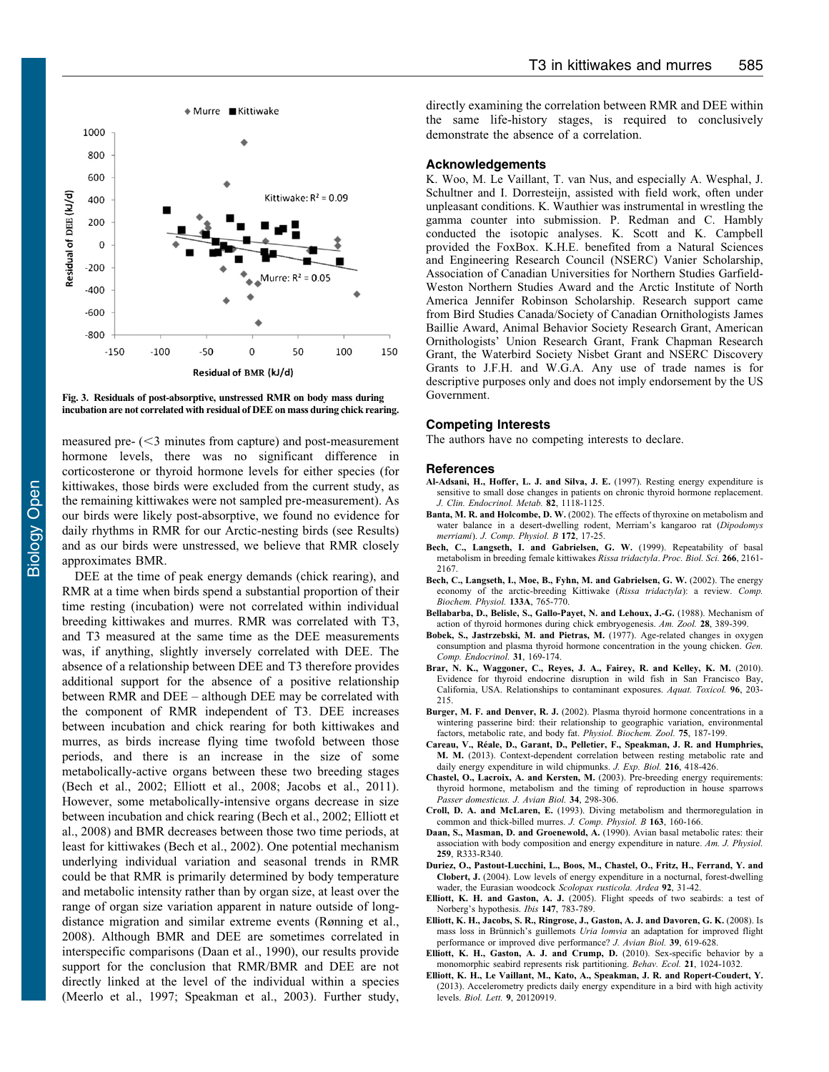Fig. 3. Residuals of post-absorptive, unstressed RMR on body mass during incubation are not correlated with residual of DEE on mass during chick rearing.

measured pre- (<3 minutes from capture) and post-measurement hormone levels, there was no significant difference in corticosterone or thyroid hormone levels for either species (for kittiwakes, those birds were excluded from the current study, as the remaining kittiwakes were not sampled pre-measurement). As our birds were likely post-absorptive, we found no evidence for daily rhythms in RMR for our Arctic-nesting birds (see Results) and as our birds were unstressed, we believe that RMR closely approximates BMR.

DEE at the time of peak energy demands (chick rearing), and RMR at a time when birds spend a substantial proportion of their time resting (incubation) were not correlated within individual breeding kittiwakes and murres. RMR was correlated with T3, and T3 measured at the same time as the DEE measurements was, if anything, slightly inversely correlated with DEE. The absence of a relationship between DEE and T3 therefore provides additional support for the absence of a positive relationship between RMR and DEE – although DEE may be correlated with the component of RMR independent of T3. DEE increases between incubation and chick rearing for both kittiwakes and murres, as birds increase flying time twofold between those periods, and there is an increase in the size of some metabolically-active organs between these two breeding stages (Bech et al., 2002; Elliott et al., 2008; Jacobs et al., 2011). However, some metabolically-intensive organs decrease in size between incubation and chick rearing (Bech et al., 2002; Elliott et al., 2008) and BMR decreases between those two time periods, at least for kittiwakes (Bech et al., 2002). One potential mechanism underlying individual variation and seasonal trends in RMR could be that RMR is primarily determined by body temperature and metabolic intensity rather than by organ size, at least over the range of organ size variation apparent in nature outside of long-distance migration and similar extreme events (Rønning et al., 2008). Although BMR and DEE are sometimes correlated in interspecific comparisons (Daan et al., 1990), our results provide support for the conclusion that RMR/BMR and DEE are not directly linked at the level of the individual within a species (Meerlo et al., 1997; Speakman et al., 2003). Further study, directly examining the correlation between RMR and DEE within the same life-history stages, is required to conclusively demonstrate the absence of a correlation.

## Acknowledgements

K. Woo, M. Le Vaillant, T. van Nus, and especially A. Wesphal, J. Schultner and I. Dorresteijn, assisted with field work, often under unpleasant conditions. K. Wauthier was instrumental in wrestling the gamma counter into submission. P. Redman and C. Hambly conducted the isotopic analyses. K. Scott and K. Campbell provided the FoxBox. K.H.E. benefited from a Natural Sciences and Engineering Research Council (NSERC) Vanier Scholarship, Association of Canadian Universities for Northern Studies Garfield-Weston Northern Studies Award and the Arctic Institute of North America Jennifer Robinson Scholarship. Research support came from Bird Studies Canada/Society of Canadian Ornithologists James Baillie Award, Animal Behavior Society Research Grant, American Ornithologists' Union Research Grant, Frank Chapman Research Grant, the Waterbird Society Nisbet Grant and NSERC Discovery Grants to J.F.H. and W.G.A. Any use of trade names is for descriptive purposes only and does not imply endorsement by the US Government.

## Competing Interests

The authors have no competing interests to declare.

## References

**Al-Adsani, H., Hoffer, L. J. and Silva, J. E.** (1997). Resting energy expenditure is sensitive to small dose changes in patients on chronic thyroid hormone replacement. *J. Clin. Endocrinol. Metab.* **82**, 1118-1125.

**Banta, M. R. and Holcombe, D. W.** (2002). The effects of thyroxine on metabolism and water balance in a desert-dwelling rodent, Merriam's kangaroo rat (*Dipodomys merriami*). *J. Comp. Physiol. B* **172**, 17-25.

**Bech, C., Langseth, I. and Gabrielsen, G. W.** (1999). Repeatability of basal metabolism in breeding female kittiwakes *Rissa tridactyla*. *Proc. Biol. Sci.* **266**, 2161-2167.

**Bech, C., Langseth, I., Moe, B., Fyhn, M. and Gabrielsen, G. W.** (2002). The energy economy of the arctic-breeding Kittiwake (*Rissa tridactyla*): a review. *Comp. Biochem. Physiol.* **133A**, 765-770.

**Bellabarba, D., Belisle, S., Gallo-Payet, N. and Lehoux, J.-G.** (1988). Mechanism of action of thyroid hormones during chick embryogenesis. *Am. Zool.* **28**, 389-399.

**Bobek, S., Jastrzebski, M. and Pietras, M.** (1977). Age-related changes in oxygen consumption and plasma thyroid hormone concentration in the young chicken. *Gen. Comp. Endocrinol.* **31**, 169-174.

**Brar, N. K., Waggoner, C., Reyes, J. A., Fairey, R. and Kelley, K. M.** (2010). Evidence for thyroid endocrine disruption in wild fish in San Francisco Bay, California, USA. Relationships to contaminant exposures. *Aquat. Toxicol.* **96**, 203-215.

**Burger, M. F. and Denver, R. J.** (2002). Plasma thyroid hormone concentrations in a wintering passerine bird: their relationship to geographic variation, environmental factors, metabolic rate, and body fat. *Physiol. Biochem. Zool.* **75**, 187-199.

**Careau, V., Réale, D., Garant, D., Pelletier, F., Speakman, J. R. and Humphries, M. M.** (2013). Context-dependent correlation between resting metabolic rate and daily energy expenditure in wild chipmunks. *J. Exp. Biol.* **216**, 418-426.

**Chastel, O., Lacroix, A. and Kersten, M.** (2003). Pre-breeding energy requirements: thyroid hormone, metabolism and the timing of reproduction in house sparrows *Passer domesticus*. *J. Avian Biol.* **34**, 298-306.

**Croll, D. A. and McLaren, E.** (1993). Diving metabolism and thermoregulation in common and thick-billed murres. *J. Comp. Physiol. B* **163**, 160-166.

**Daan, S., Masman, D. and Groenewold, A.** (1990). Avian basal metabolic rates: their association with body composition and energy expenditure in nature. *Am. J. Physiol.* **259**, R333-R340.

**Duriez, O., Pastout-Lucchini, L., Boos, M., Chastel, O., Fritz, H., Ferrand, Y. and Clobert, J.** (2004). Low levels of energy expenditure in a nocturnal, forest-dwelling wader, the Eurasian woodcock *Scolopax rusticola*. *Ardea* **92**, 31-42.

**Elliott, K. H. and Gaston, A. J.** (2005). Flight speeds of two seabirds: a test of Norberg's hypothesis. *Ibis* **147**, 783-789.

**Elliott, K. H., Jacobs, S. R., Ringrose, J., Gaston, A. J. and Davoren, G. K.** (2008). Is mass loss in Brünnich's guillemots *Uria lomvia* an adaptation for improved flight performance or improved dive performance? *J. Avian Biol.* **39**, 619-628.

**Elliott, K. H., Gaston, A. J. and Crump, D.** (2010). Sex-specific behavior by a monomorphic seabird represents risk partitioning. *Behav. Ecol.* **21**, 1024-1032.

**Elliott, K. H., Le Vaillant, M., Kato, A., Speakman, J. R. and Ropert-Coudert, Y.** (2013). Accelerometry predicts daily energy expenditure in a bird with high activity levels. *Biol. Lett.* **9**, 20120919.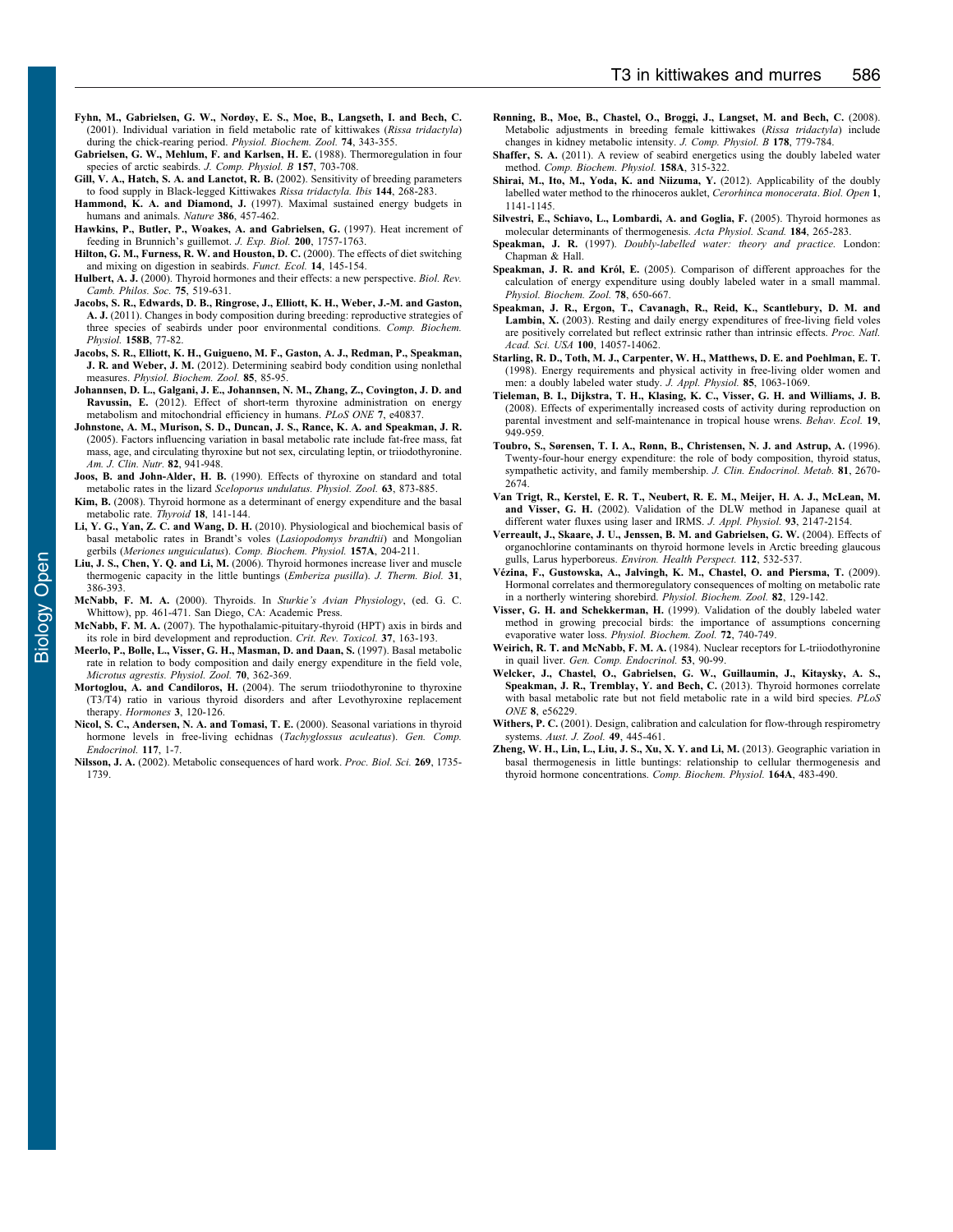**Fyhn, M., Gabrielsen, G. W., Nordøy, E. S., Moe, B., Langseth, I. and Bech, C.** (2001). Individual variation in field metabolic rate of kittiwakes (*Rissa tridactyla*) during the chick-rearing period. *Physiol. Biochem. Zool.* **74**, 343-355.

**Gabrielsen, G. W., Mehlum, F. and Karlsen, H. E.** (1988). Thermoregulation in four species of arctic seabirds. *J. Comp. Physiol. B* **157**, 703-708.

**Gill, V. A., Hatch, S. A. and Lanctot, R. B.** (2002). Sensitivity of breeding parameters to food supply in Black-legged Kittiwakes *Rissa tridactyla*. *Ibis* **144**, 268-283.

**Hammond, K. A. and Diamond, J.** (1997). Maximal sustained energy budgets in humans and animals. *Nature* **386**, 457-462.

**Hawkins, P., Butler, P., Woakes, A. and Gabrielsen, G.** (1997). Heat increment of feeding in Brunnich's guillemot. *J. Exp. Biol.* **200**, 1757-1763.

**Hilton, G. M., Furness, R. W. and Houston, D. C.** (2000). The effects of diet switching and mixing on digestion in seabirds. *Funct. Ecol.* **14**, 145-154.

**Hulbert, A. J.** (2000). Thyroid hormones and their effects: a new perspective. *Biol. Rev. Camb. Philos. Soc.* **75**, 519-631.

**Jacobs, S. R., Edwards, D. B., Ringrose, J., Elliott, K. H., Weber, J.-M. and Gaston, A. J.** (2011). Changes in body composition during breeding: reproductive strategies of three species of seabirds under poor environmental conditions. *Comp. Biochem. Physiol.* **158B**, 77-82.

**Jacobs, S. R., Elliott, K. H., Guigueno, M. F., Gaston, A. J., Redman, P., Speakman, J. R. and Weber, J. M.** (2012). Determining seabird body condition using nonlethal measures. *Physiol. Biochem. Zool.* **85**, 85-95.

**Johannsen, D. L., Galgani, J. E., Johannsen, N. M., Zhang, Z., Covington, J. D. and Ravussin, E.** (2012). Effect of short-term thyroxine administration on energy metabolism and mitochondrial efficiency in humans. *PLoS ONE* **7**, e40837.

**Johnstone, A. M., Murison, S. D., Duncan, J. S., Rance, K. A. and Speakman, J. R.** (2005). Factors influencing variation in basal metabolic rate include fat-free mass, fat mass, age, and circulating thyroxine but not sex, circulating leptin, or triiodothyronine. *Am. J. Clin. Nutr.* **82**, 941-948.

**Joos, B. and John-Alder, H. B.** (1990). Effects of thyroxine on standard and total metabolic rates in the lizard *Sceloporus undulatus*. *Physiol. Zool.* **63**, 873-885.

**Kim, B.** (2008). Thyroid hormone as a determinant of energy expenditure and the basal metabolic rate. *Thyroid* **18**, 141-144.

**Li, Y. G., Yan, Z. C. and Wang, D. H.** (2010). Physiological and biochemical basis of basal metabolic rates in Brandt's voles (*Lasiopodomys brandtii*) and Mongolian gerbils (*Meriones unguiculatus*). *Comp. Biochem. Physiol.* **157A**, 204-211.

**Liu, J. S., Chen, Y. Q. and Li, M.** (2006). Thyroid hormones increase liver and muscle thermogenic capacity in the little buntings (*Emberiza pusilla*). *J. Therm. Biol.* **31**, 386-393.

**McNabb, F. M. A.** (2000). Thyroids. In *Sturkie's Avian Physiology*, (ed. G. C. Whittow), pp. 461-471. San Diego, CA: Academic Press.

**McNabb, F. M. A.** (2007). The hypothalamic-pituitary-thyroid (HPT) axis in birds and its role in bird development and reproduction. *Crit. Rev. Toxicol.* **37**, 163-193.

**Meerlo, P., Bolle, L., Visser, G. H., Masman, D. and Daan, S.** (1997). Basal metabolic rate in relation to body composition and daily energy expenditure in the field vole, *Microtus agrestis*. *Physiol. Zool.* **70**, 362-369.

**Mortoglou, A. and Candiloros, H.** (2004). The serum triiodothyronine to thyroxine (T3/T4) ratio in various thyroid disorders and after Levothyroxine replacement therapy. *Hormones* **3**, 120-126.

**Nicol, S. C., Andersen, N. A. and Tomasi, T. E.** (2000). Seasonal variations in thyroid hormone levels in free-living echidnas (*Tachyglossus aculeatus*). *Gen. Comp. Endocrinol.* **117**, 1-7.

**Nilsson, J. A.** (2002). Metabolic consequences of hard work. *Proc. Biol. Sci.* **269**, 1735-1739.

**Rønning, B., Moe, B., Chastel, O., Broggi, J., Langset, M. and Bech, C.** (2008). Metabolic adjustments in breeding female kittiwakes (*Rissa tridactyla*) include changes in kidney metabolic intensity. *J. Comp. Physiol. B* **178**, 779-784.

**Shaffer, S. A.** (2011). A review of seabird energetics using the doubly labeled water method. *Comp. Biochem. Physiol.* **158A**, 315-322.

**Shirai, M., Ito, M., Yoda, K. and Niizuma, Y.** (2012). Applicability of the doubly labelled water method to the rhinoceros auklet, *Cerorhinca monocerata*. *Biol. Open* **1**, 1141-1145.

**Silvestri, E., Schiavo, L., Lombardi, A. and Goglia, F.** (2005). Thyroid hormones as molecular determinants of thermogenesis. *Acta Physiol. Scand.* **184**, 265-283.

**Speakman, J. R.** (1997). *Doubly-labelled water: theory and practice.* London: Chapman & Hall.

**Speakman, J. R. and Król, E.** (2005). Comparison of different approaches for the calculation of energy expenditure using doubly labeled water in a small mammal. *Physiol. Biochem. Zool.* **78**, 650-667.

**Speakman, J. R., Ergon, T., Cavanagh, R., Reid, K., Scantlebury, D. M. and Lambin, X.** (2003). Resting and daily energy expenditures of free-living field voles are positively correlated but reflect extrinsic rather than intrinsic effects. *Proc. Natl. Acad. Sci. USA* **100**, 14057-14062.

**Starling, R. D., Toth, M. J., Carpenter, W. H., Matthews, D. E. and Poehlman, E. T.** (1998). Energy requirements and physical activity in free-living older women and men: a doubly labeled water study. *J. Appl. Physiol.* **85**, 1063-1069.

**Tieleman, B. I., Dijkstra, T. H., Klasing, K. C., Visser, G. H. and Williams, J. B.** (2008). Effects of experimentally increased costs of activity during reproduction on parental investment and self-maintenance in tropical house wrens. *Behav. Ecol.* **19**, 949-959.

**Toubro, S., Sørensen, T. I. A., Rønn, B., Christensen, N. J. and Astrup, A.** (1996). Twenty-four-hour energy expenditure: the role of body composition, thyroid status, sympathetic activity, and family membership. *J. Clin. Endocrinol. Metab.* **81**, 2670-2674.

**Van Trigt, R., Kerstel, E. R. T., Neubert, R. E. M., Meijer, H. A. J., McLean, M. and Visser, G. H.** (2002). Validation of the DLW method in Japanese quail at different water fluxes using laser and IRMS. *J. Appl. Physiol.* **93**, 2147-2154.

**Verreault, J., Skaare, J. U., Jenssen, B. M. and Gabrielsen, G. W.** (2004). Effects of organochlorine contaminants on thyroid hormone levels in Arctic breeding glaucous gulls, Larus hyperboreus. *Environ. Health Perspect.* **112**, 532-537.

**Vézina, F., Gustowska, A., Jalvingh, K. M., Chastel, O. and Piersma, T.** (2009). Hormonal correlates and thermoregulatory consequences of molting on metabolic rate in a northerly wintering shorebird. *Physiol. Biochem. Zool.* **82**, 129-142.

**Visser, G. H. and Schekkerman, H.** (1999). Validation of the doubly labeled water method in growing precocial birds: the importance of assumptions concerning evaporative water loss. *Physiol. Biochem. Zool.* **72**, 740-749.

**Weirich, R. T. and McNabb, F. M. A.** (1984). Nuclear receptors for L-triiodothyronine in quail liver. *Gen. Comp. Endocrinol.* **53**, 90-99.

**Welcker, J., Chastel, O., Gabrielsen, G. W., Guillaumin, J., Kitaysky, A. S., Speakman, J. R., Tremblay, Y. and Bech, C.** (2013). Thyroid hormones correlate with basal metabolic rate but not field metabolic rate in a wild bird species. *PLoS ONE* **8**, e56229.

**Withers, P. C.** (2001). Design, calibration and calculation for flow-through respirometry systems. *Aust. J. Zool.* **49**, 445-461.

**Zheng, W. H., Lin, L., Liu, J. S., Xu, X. Y. and Li, M.** (2013). Geographic variation in basal thermogenesis in little buntings: relationship to cellular thermogenesis and thyroid hormone concentrations. *Comp. Biochem. Physiol.* **164A**, 483-490.